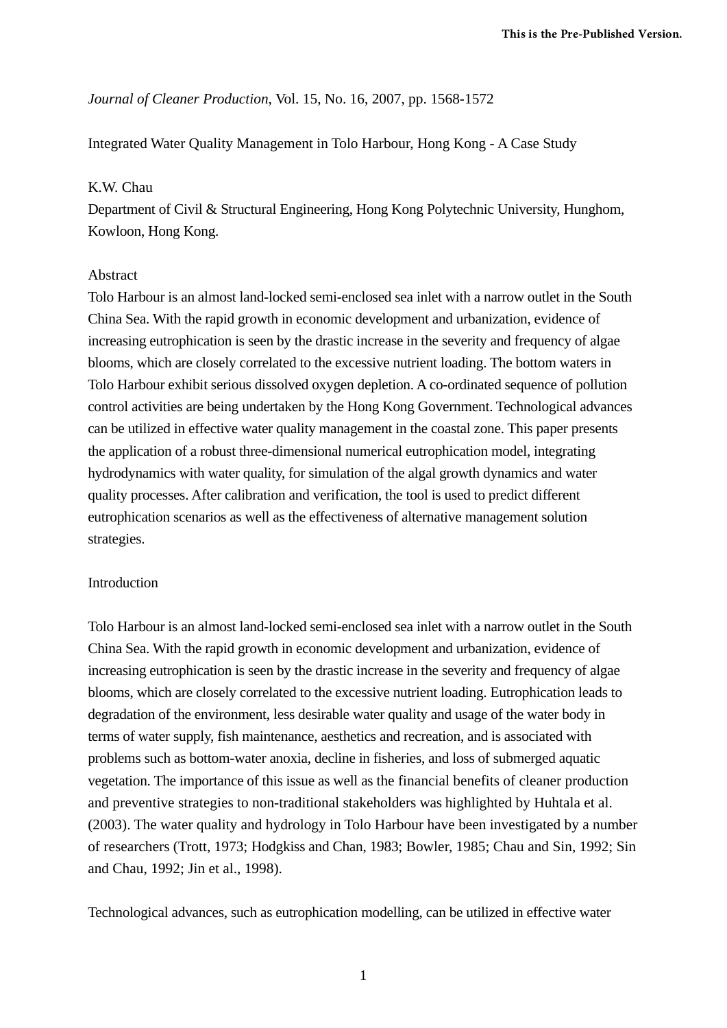This is the Pre-Published Version.

*Journal of Cleaner Production*, Vol. 15, No. 16, 2007, pp. 1568-1572

# Integrated Water Quality Management in Tolo Harbour, Hong Kong - A Case Study

K.W. Chau

Department of Civil & Structural Engineering, Hong Kong Polytechnic University, Hunghom, Kowloon, Hong Kong.

## Abstract

Tolo Harbour is an almost land-locked semi-enclosed sea inlet with a narrow outlet in the South China Sea. With the rapid growth in economic development and urbanization, evidence of increasing eutrophication is seen by the drastic increase in the severity and frequency of algae blooms, which are closely correlated to the excessive nutrient loading. The bottom waters in Tolo Harbour exhibit serious dissolved oxygen depletion. A co-ordinated sequence of pollution control activities are being undertaken by the Hong Kong Government. Technological advances can be utilized in effective water quality management in the coastal zone. This paper presents the application of a robust three-dimensional numerical eutrophication model, integrating hydrodynamics with water quality, for simulation of the algal growth dynamics and water quality processes. After calibration and verification, the tool is used to predict different eutrophication scenarios as well as the effectiveness of alternative management solution strategies.

## Introduction

Tolo Harbour is an almost land-locked semi-enclosed sea inlet with a narrow outlet in the South China Sea. With the rapid growth in economic development and urbanization, evidence of increasing eutrophication is seen by the drastic increase in the severity and frequency of algae blooms, which are closely correlated to the excessive nutrient loading. Eutrophication leads to degradation of the environment, less desirable water quality and usage of the water body in terms of water supply, fish maintenance, aesthetics and recreation, and is associated with problems such as bottom-water anoxia, decline in fisheries, and loss of submerged aquatic vegetation. The importance of this issue as well as the financial benefits of cleaner production and preventive strategies to non-traditional stakeholders was highlighted by Huhtala et al. (2003). The water quality and hydrology in Tolo Harbour have been investigated by a number of researchers (Trott, 1973; Hodgkiss and Chan, 1983; Bowler, 1985; Chau and Sin, 1992; Sin and Chau, 1992; Jin et al., 1998).

Technological advances, such as eutrophication modelling, can be utilized in effective water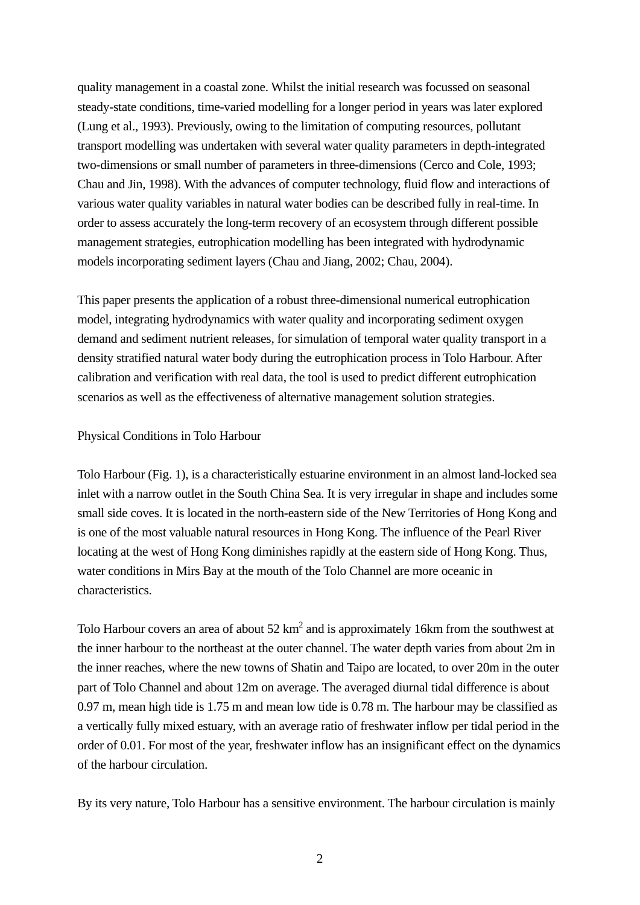quality management in a coastal zone. Whilst the initial research was focussed on seasonal steady-state conditions, time-varied modelling for a longer period in years was later explored (Lung et al., 1993). Previously, owing to the limitation of computing resources, pollutant transport modelling was undertaken with several water quality parameters in depth-integrated two-dimensions or small number of parameters in three-dimensions (Cerco and Cole, 1993; Chau and Jin, 1998). With the advances of computer technology, fluid flow and interactions of various water quality variables in natural water bodies can be described fully in real-time. In order to assess accurately the long-term recovery of an ecosystem through different possible management strategies, eutrophication modelling has been integrated with hydrodynamic models incorporating sediment layers (Chau and Jiang, 2002; Chau, 2004).

This paper presents the application of a robust three-dimensional numerical eutrophication model, integrating hydrodynamics with water quality and incorporating sediment oxygen demand and sediment nutrient releases, for simulation of temporal water quality transport in a density stratified natural water body during the eutrophication process in Tolo Harbour. After calibration and verification with real data, the tool is used to predict different eutrophication scenarios as well as the effectiveness of alternative management solution strategies.

## Physical Conditions in Tolo Harbour

Tolo Harbour (Fig. 1), is a characteristically estuarine environment in an almost land-locked sea inlet with a narrow outlet in the South China Sea. It is very irregular in shape and includes some small side coves. It is located in the north-eastern side of the New Territories of Hong Kong and is one of the most valuable natural resources in Hong Kong. The influence of the Pearl River locating at the west of Hong Kong diminishes rapidly at the eastern side of Hong Kong. Thus, water conditions in Mirs Bay at the mouth of the Tolo Channel are more oceanic in characteristics.

Tolo Harbour covers an area of about 52 $km^2$ and is approximately 16km from the southwest at the inner harbour to the northeast at the outer channel. The water depth varies from about 2m in the inner reaches, where the new towns of Shatin and Taipo are located, to over 20m in the outer part of Tolo Channel and about 12m on average. The averaged diurnal tidal difference is about 0.97 m, mean high tide is 1.75 m and mean low tide is 0.78 m. The harbour may be classified as a vertically fully mixed estuary, with an average ratio of freshwater inflow per tidal period in the order of 0.01. For most of the year, freshwater inflow has an insignificant effect on the dynamics of the harbour circulation.

By its very nature, Tolo Harbour has a sensitive environment. The harbour circulation is mainly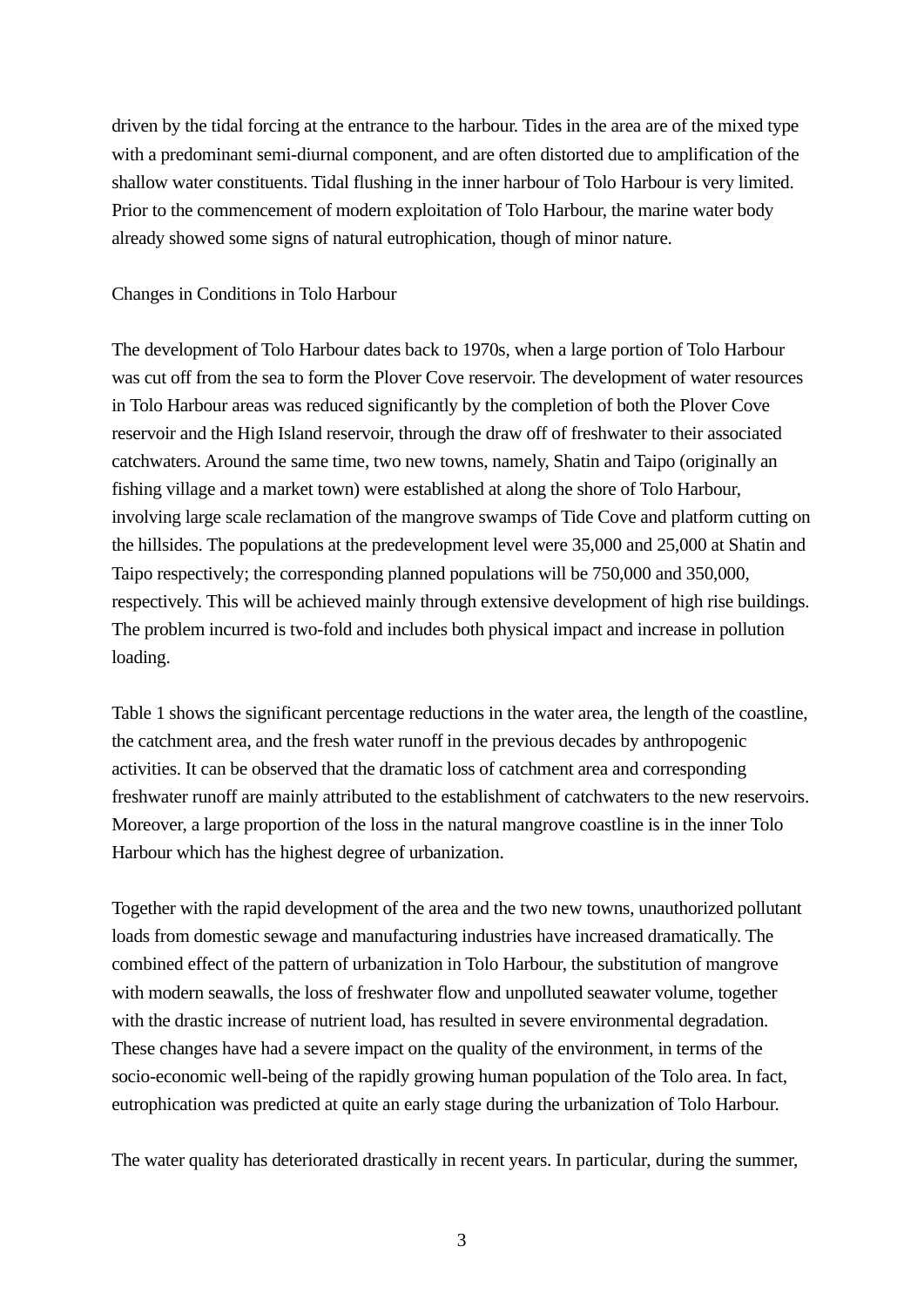driven by the tidal forcing at the entrance to the harbour. Tides in the area are of the mixed type with a predominant semi-diurnal component, and are often distorted due to amplification of the shallow water constituents. Tidal flushing in the inner harbour of Tolo Harbour is very limited. Prior to the commencement of modern exploitation of Tolo Harbour, the marine water body already showed some signs of natural eutrophication, though of minor nature.

## Changes in Conditions in Tolo Harbour

The development of Tolo Harbour dates back to 1970s, when a large portion of Tolo Harbour was cut off from the sea to form the Plover Cove reservoir. The development of water resources in Tolo Harbour areas was reduced significantly by the completion of both the Plover Cove reservoir and the High Island reservoir, through the draw off of freshwater to their associated catchwaters. Around the same time, two new towns, namely, Shatin and Taipo (originally an fishing village and a market town) were established at along the shore of Tolo Harbour, involving large scale reclamation of the mangrove swamps of Tide Cove and platform cutting on the hillsides. The populations at the predevelopment level were 35,000 and 25,000 at Shatin and Taipo respectively; the corresponding planned populations will be 750,000 and 350,000, respectively. This will be achieved mainly through extensive development of high rise buildings. The problem incurred is two-fold and includes both physical impact and increase in pollution loading.

Table 1 shows the significant percentage reductions in the water area, the length of the coastline, the catchment area, and the fresh water runoff in the previous decades by anthropogenic activities. It can be observed that the dramatic loss of catchment area and corresponding freshwater runoff are mainly attributed to the establishment of catchwaters to the new reservoirs. Moreover, a large proportion of the loss in the natural mangrove coastline is in the inner Tolo Harbour which has the highest degree of urbanization.

Together with the rapid development of the area and the two new towns, unauthorized pollutant loads from domestic sewage and manufacturing industries have increased dramatically. The combined effect of the pattern of urbanization in Tolo Harbour, the substitution of mangrove with modern seawalls, the loss of freshwater flow and unpolluted seawater volume, together with the drastic increase of nutrient load, has resulted in severe environmental degradation. These changes have had a severe impact on the quality of the environment, in terms of the socio-economic well-being of the rapidly growing human population of the Tolo area. In fact, eutrophication was predicted at quite an early stage during the urbanization of Tolo Harbour.

The water quality has deteriorated drastically in recent years. In particular, during the summer,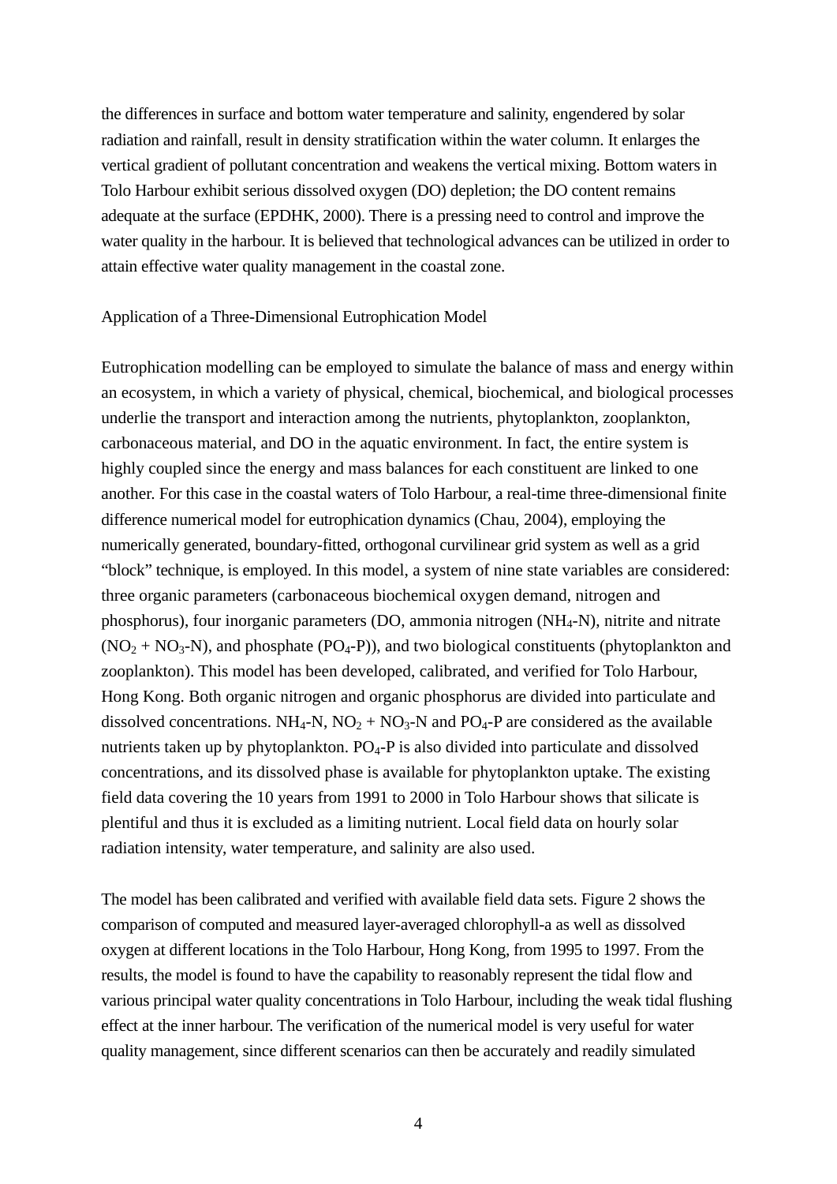the differences in surface and bottom water temperature and salinity, engendered by solar radiation and rainfall, result in density stratification within the water column. It enlarges the vertical gradient of pollutant concentration and weakens the vertical mixing. Bottom waters in Tolo Harbour exhibit serious dissolved oxygen (DO) depletion; the DO content remains adequate at the surface (EPDHK, 2000). There is a pressing need to control and improve the water quality in the harbour. It is believed that technological advances can be utilized in order to attain effective water quality management in the coastal zone.

## Application of a Three-Dimensional Eutrophication Model

Eutrophication modelling can be employed to simulate the balance of mass and energy within an ecosystem, in which a variety of physical, chemical, biochemical, and biological processes underlie the transport and interaction among the nutrients, phytoplankton, zooplankton, carbonaceous material, and DO in the aquatic environment. In fact, the entire system is highly coupled since the energy and mass balances for each constituent are linked to one another. For this case in the coastal waters of Tolo Harbour, a real-time three-dimensional finite difference numerical model for eutrophication dynamics (Chau, 2004), employing the numerically generated, boundary-fitted, orthogonal curvilinear grid system as well as a grid "block" technique, is employed. In this model, a system of nine state variables are considered: three organic parameters (carbonaceous biochemical oxygen demand, nitrogen and phosphorus), four inorganic parameters (DO, ammonia nitrogen ($NH_4$-N), nitrite and nitrate ($NO_2 + NO_3$-N), and phosphate ($PO_4$-P)), and two biological constituents (phytoplankton and zooplankton). This model has been developed, calibrated, and verified for Tolo Harbour, Hong Kong. Both organic nitrogen and organic phosphorus are divided into particulate and dissolved concentrations. $NH_4$-N, $NO_2 + NO_3$-N and $PO_4$-P are considered as the available nutrients taken up by phytoplankton. $PO_4$-P is also divided into particulate and dissolved concentrations, and its dissolved phase is available for phytoplankton uptake. The existing field data covering the 10 years from 1991 to 2000 in Tolo Harbour shows that silicate is plentiful and thus it is excluded as a limiting nutrient. Local field data on hourly solar radiation intensity, water temperature, and salinity are also used.

The model has been calibrated and verified with available field data sets. Figure 2 shows the comparison of computed and measured layer-averaged chlorophyll-a as well as dissolved oxygen at different locations in the Tolo Harbour, Hong Kong, from 1995 to 1997. From the results, the model is found to have the capability to reasonably represent the tidal flow and various principal water quality concentrations in Tolo Harbour, including the weak tidal flushing effect at the inner harbour. The verification of the numerical model is very useful for water quality management, since different scenarios can then be accurately and readily simulated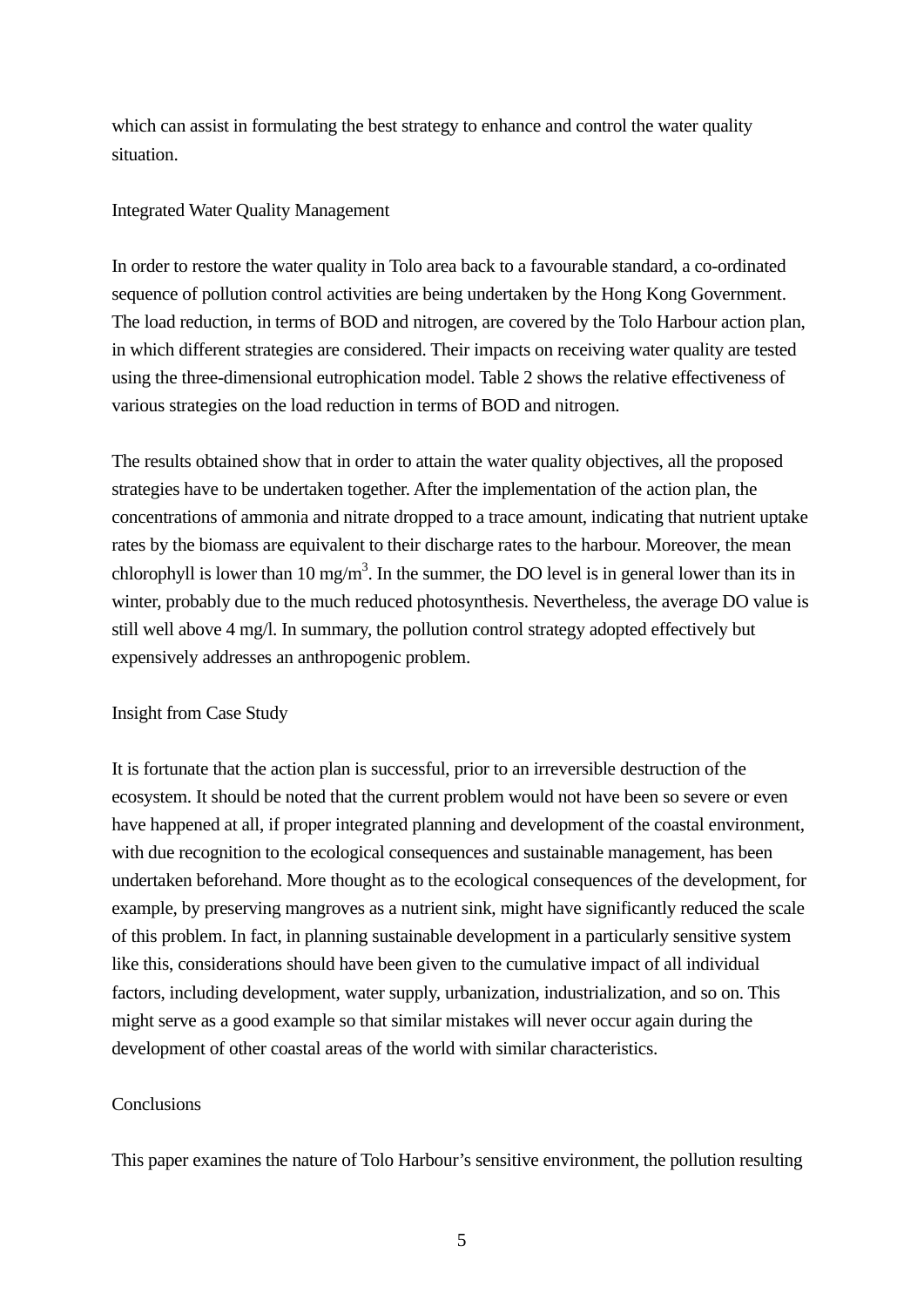which can assist in formulating the best strategy to enhance and control the water quality situation.

## Integrated Water Quality Management

In order to restore the water quality in Tolo area back to a favourable standard, a co-ordinated sequence of pollution control activities are being undertaken by the Hong Kong Government. The load reduction, in terms of BOD and nitrogen, are covered by the Tolo Harbour action plan, in which different strategies are considered. Their impacts on receiving water quality are tested using the three-dimensional eutrophication model. Table 2 shows the relative effectiveness of various strategies on the load reduction in terms of BOD and nitrogen.

The results obtained show that in order to attain the water quality objectives, all the proposed strategies have to be undertaken together. After the implementation of the action plan, the concentrations of ammonia and nitrate dropped to a trace amount, indicating that nutrient uptake rates by the biomass are equivalent to their discharge rates to the harbour. Moreover, the mean chlorophyll is lower than 10 mg/m$^3$. In the summer, the DO level is in general lower than its in winter, probably due to the much reduced photosynthesis. Nevertheless, the average DO value is still well above 4 mg/l. In summary, the pollution control strategy adopted effectively but expensively addresses an anthropogenic problem.

## Insight from Case Study

It is fortunate that the action plan is successful, prior to an irreversible destruction of the ecosystem. It should be noted that the current problem would not have been so severe or even have happened at all, if proper integrated planning and development of the coastal environment, with due recognition to the ecological consequences and sustainable management, has been undertaken beforehand. More thought as to the ecological consequences of the development, for example, by preserving mangroves as a nutrient sink, might have significantly reduced the scale of this problem. In fact, in planning sustainable development in a particularly sensitive system like this, considerations should have been given to the cumulative impact of all individual factors, including development, water supply, urbanization, industrialization, and so on. This might serve as a good example so that similar mistakes will never occur again during the development of other coastal areas of the world with similar characteristics.

## Conclusions

This paper examines the nature of Tolo Harbour's sensitive environment, the pollution resulting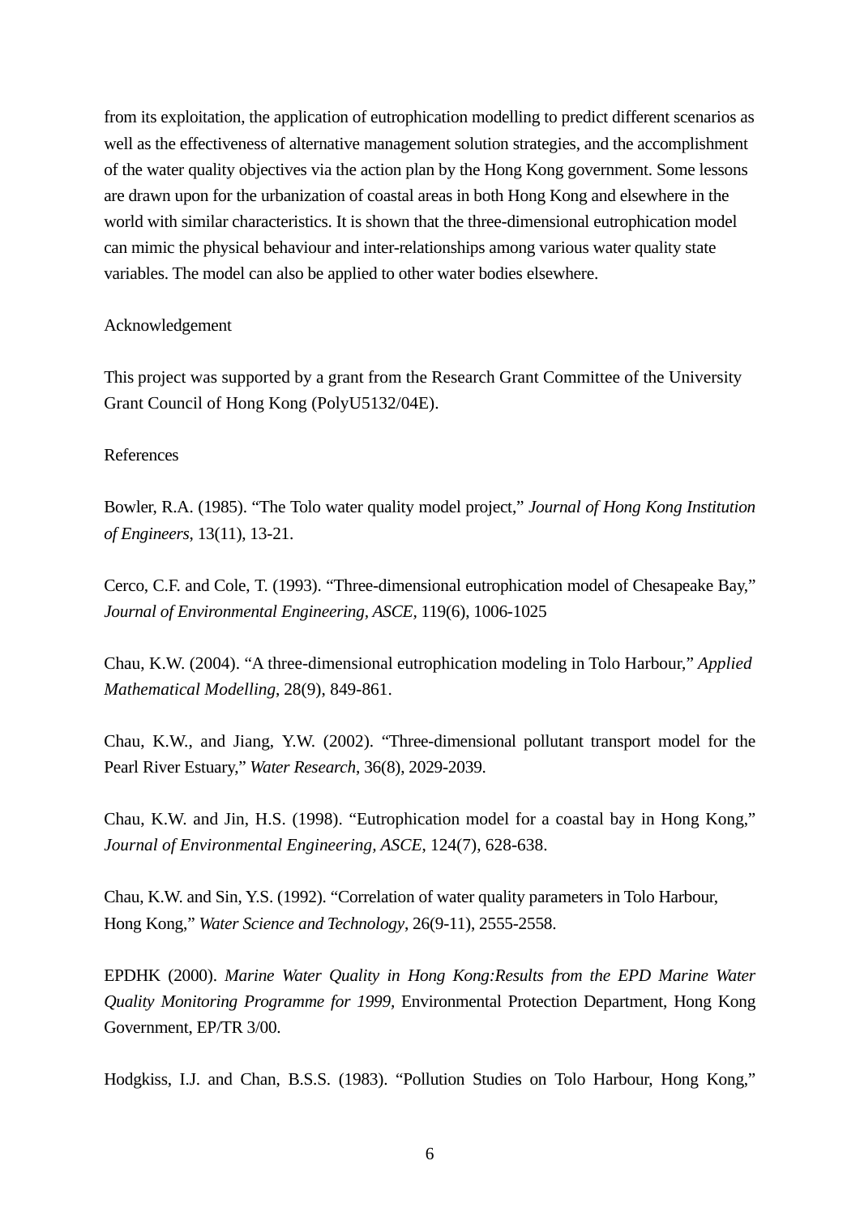from its exploitation, the application of eutrophication modelling to predict different scenarios as well as the effectiveness of alternative management solution strategies, and the accomplishment of the water quality objectives via the action plan by the Hong Kong government. Some lessons are drawn upon for the urbanization of coastal areas in both Hong Kong and elsewhere in the world with similar characteristics. It is shown that the three-dimensional eutrophication model can mimic the physical behaviour and inter-relationships among various water quality state variables. The model can also be applied to other water bodies elsewhere.

## Acknowledgement

This project was supported by a grant from the Research Grant Committee of the University Grant Council of Hong Kong (PolyU5132/04E).

## References

Bowler, R.A. (1985). "The Tolo water quality model project," *Journal of Hong Kong Institution of Engineers*, 13(11), 13-21.

Cerco, C.F. and Cole, T. (1993). "Three-dimensional eutrophication model of Chesapeake Bay," *Journal of Environmental Engineering, ASCE*, 119(6), 1006-1025

Chau, K.W. (2004). "A three-dimensional eutrophication modeling in Tolo Harbour," *Applied Mathematical Modelling*, 28(9), 849-861.

Chau, K.W., and Jiang, Y.W. (2002). "Three-dimensional pollutant transport model for the Pearl River Estuary," *Water Research*, 36(8), 2029-2039.

Chau, K.W. and Jin, H.S. (1998). "Eutrophication model for a coastal bay in Hong Kong," *Journal of Environmental Engineering, ASCE*, 124(7), 628-638.

Chau, K.W. and Sin, Y.S. (1992). "Correlation of water quality parameters in Tolo Harbour, Hong Kong," *Water Science and Technology*, 26(9-11), 2555-2558.

EPDHK (2000). *Marine Water Quality in Hong Kong:Results from the EPD Marine Water Quality Monitoring Programme for 1999*, Environmental Protection Department, Hong Kong Government, EP/TR 3/00.

Hodgkiss, I.J. and Chan, B.S.S. (1983). "Pollution Studies on Tolo Harbour, Hong Kong,"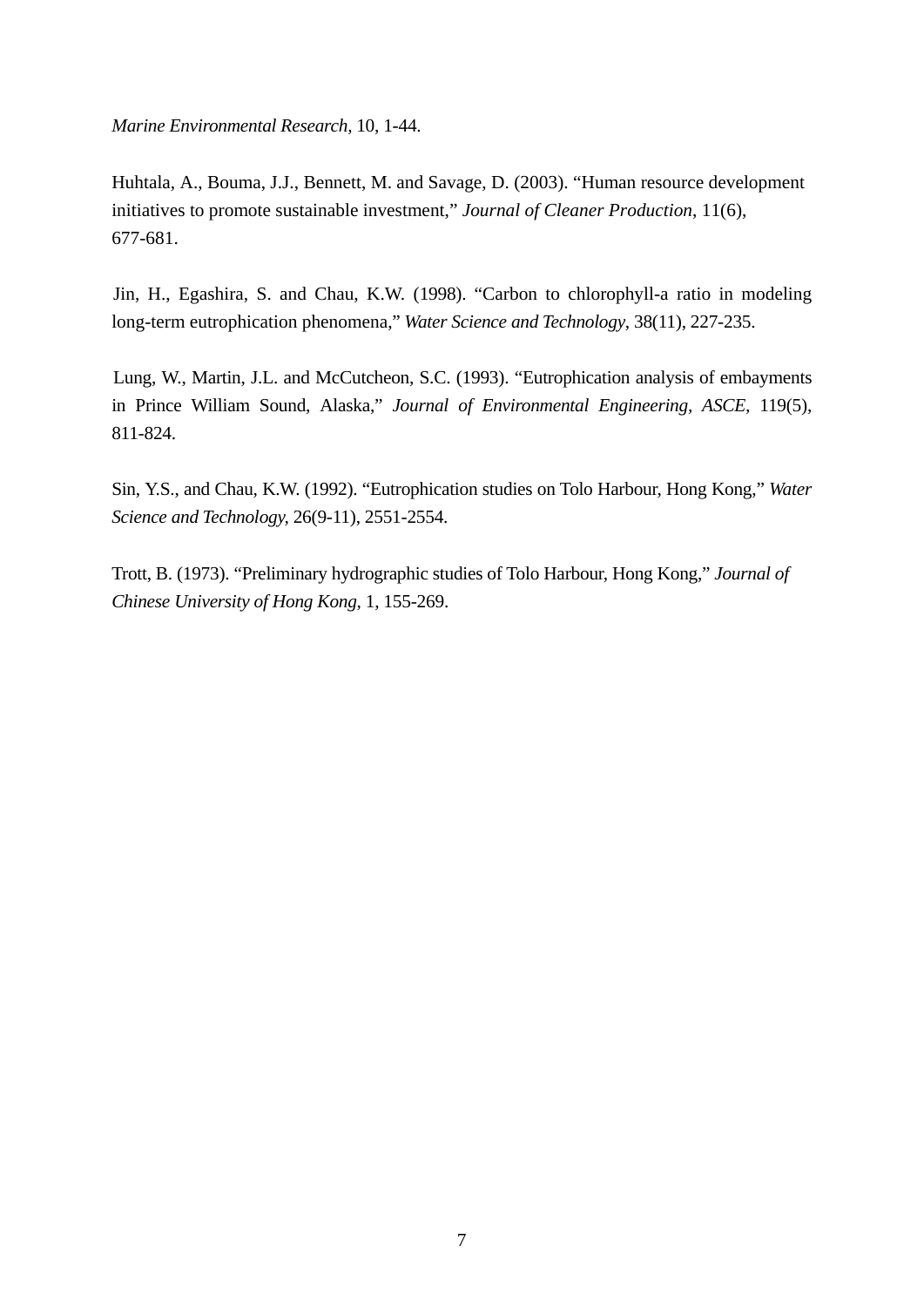*Marine Environmental Research*, 10, 1-44.

Huhtala, A., Bouma, J.J., Bennett, M. and Savage, D. (2003). "Human resource development initiatives to promote sustainable investment," *Journal of Cleaner Production*, 11(6), 677-681.

Jin, H., Egashira, S. and Chau, K.W. (1998). "Carbon to chlorophyll-a ratio in modeling long-term eutrophication phenomena," *Water Science and Technology*, 38(11), 227-235.

Lung, W., Martin, J.L. and McCutcheon, S.C. (1993). "Eutrophication analysis of embayments in Prince William Sound, Alaska," *Journal of Environmental Engineering, ASCE*, 119(5), 811-824.

Sin, Y.S., and Chau, K.W. (1992). "Eutrophication studies on Tolo Harbour, Hong Kong," *Water Science and Technology*, 26(9-11), 2551-2554.

Trott, B. (1973). "Preliminary hydrographic studies of Tolo Harbour, Hong Kong," *Journal of Chinese University of Hong Kong*, 1, 155-269.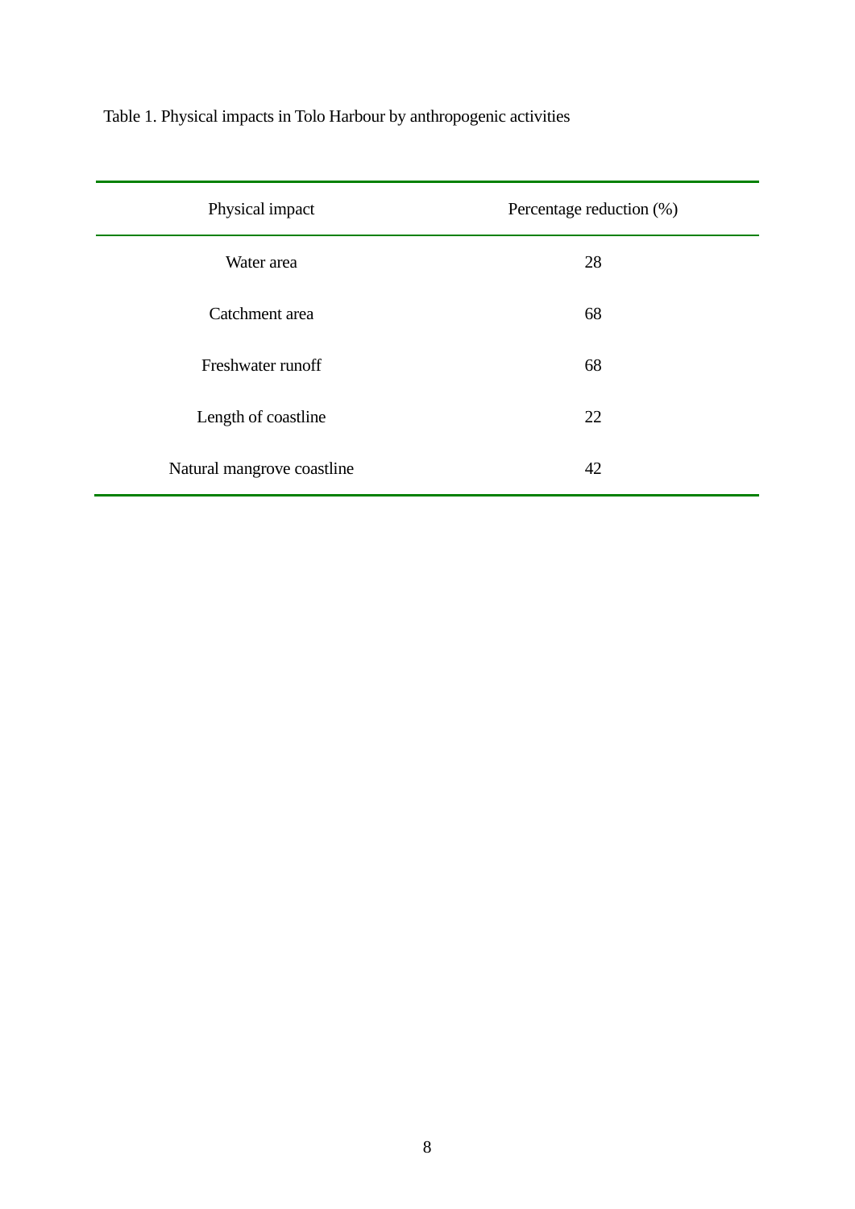Table 1. Physical impacts in Tolo Harbour by anthropogenic activities

| Physical impact | Percentage reduction (%) |
| --- | --- |
| Water area | 28 |
| Catchment area | 68 |
| Freshwater runoff | 68 |
| Length of coastline | 22 |
| Natural mangrove coastline | 42 |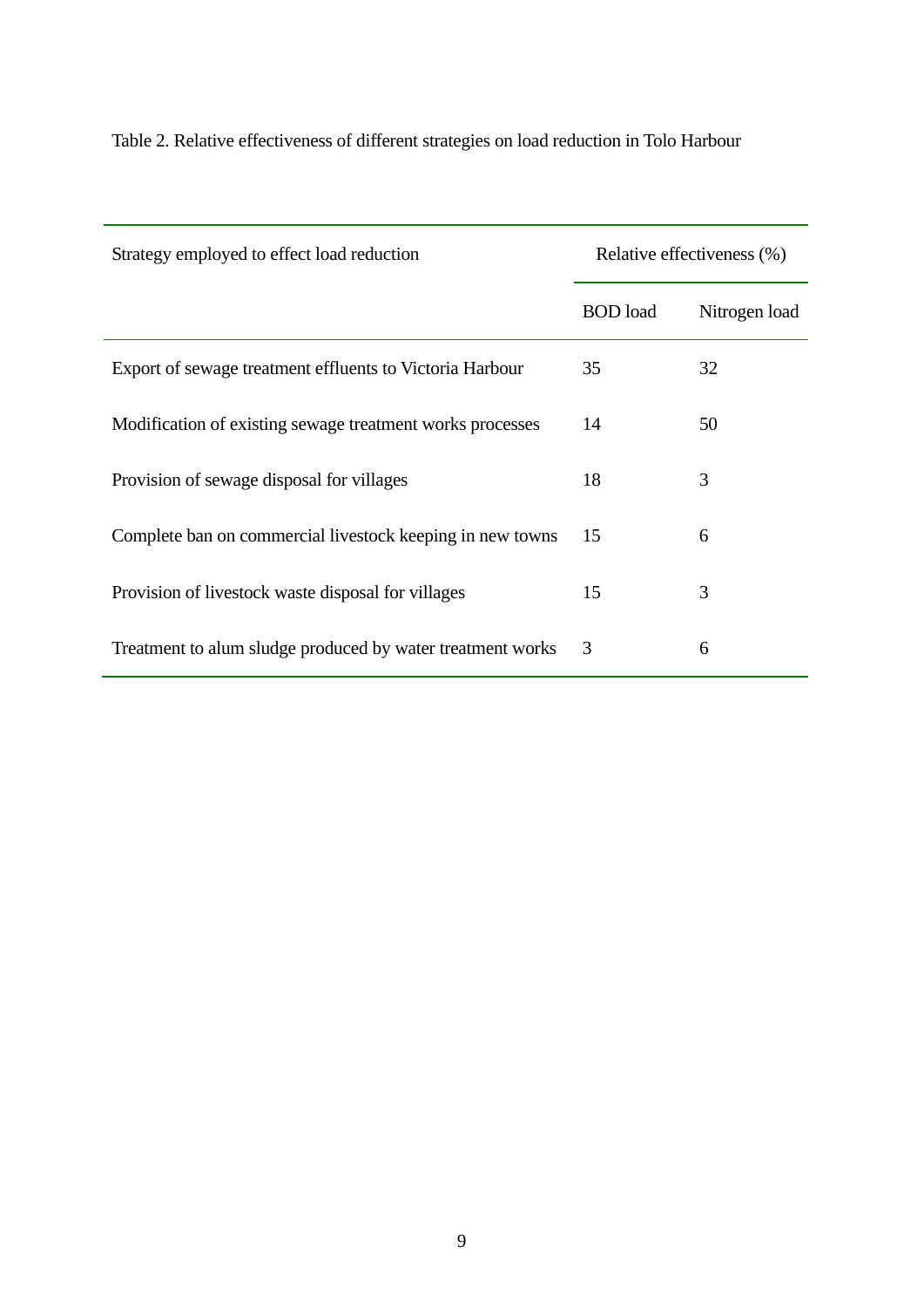Table 2. Relative effectiveness of different strategies on load reduction in Tolo Harbour

| Strategy employed to effect load reduction | Relative effectiveness (%) | |
|---|---|---|
| | BOD load | Nitrogen load |
| Export of sewage treatment effluents to Victoria Harbour | 35 | 32 |
| Modification of existing sewage treatment works processes | 14 | 50 |
| Provision of sewage disposal for villages | 18 | 3 |
| Complete ban on commercial livestock keeping in new towns | 15 | 6 |
| Provision of livestock waste disposal for villages | 15 | 3 |
| Treatment to alum sludge produced by water treatment works | 3 | 6 |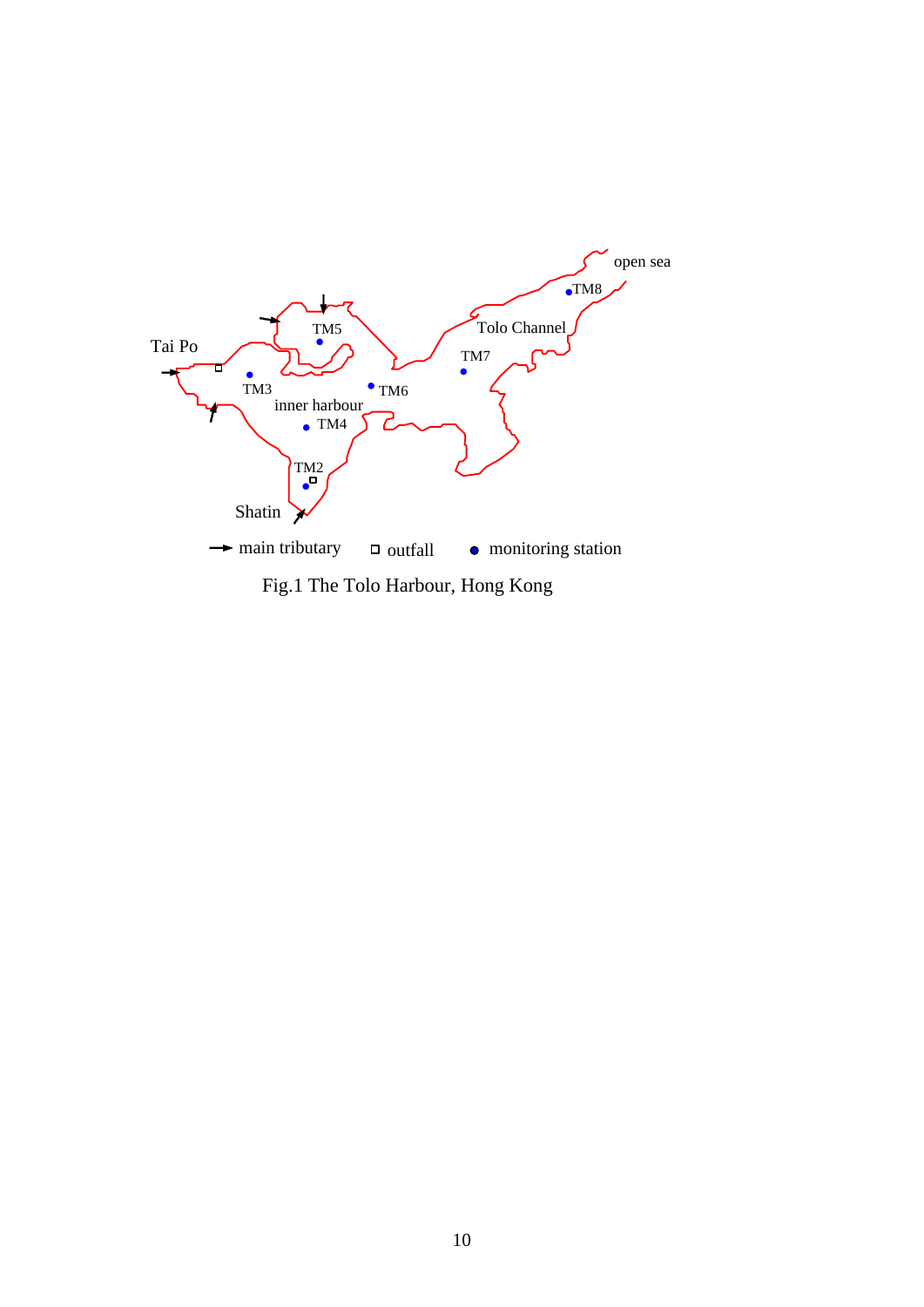Fig.1 The Tolo Harbour, Hong Kong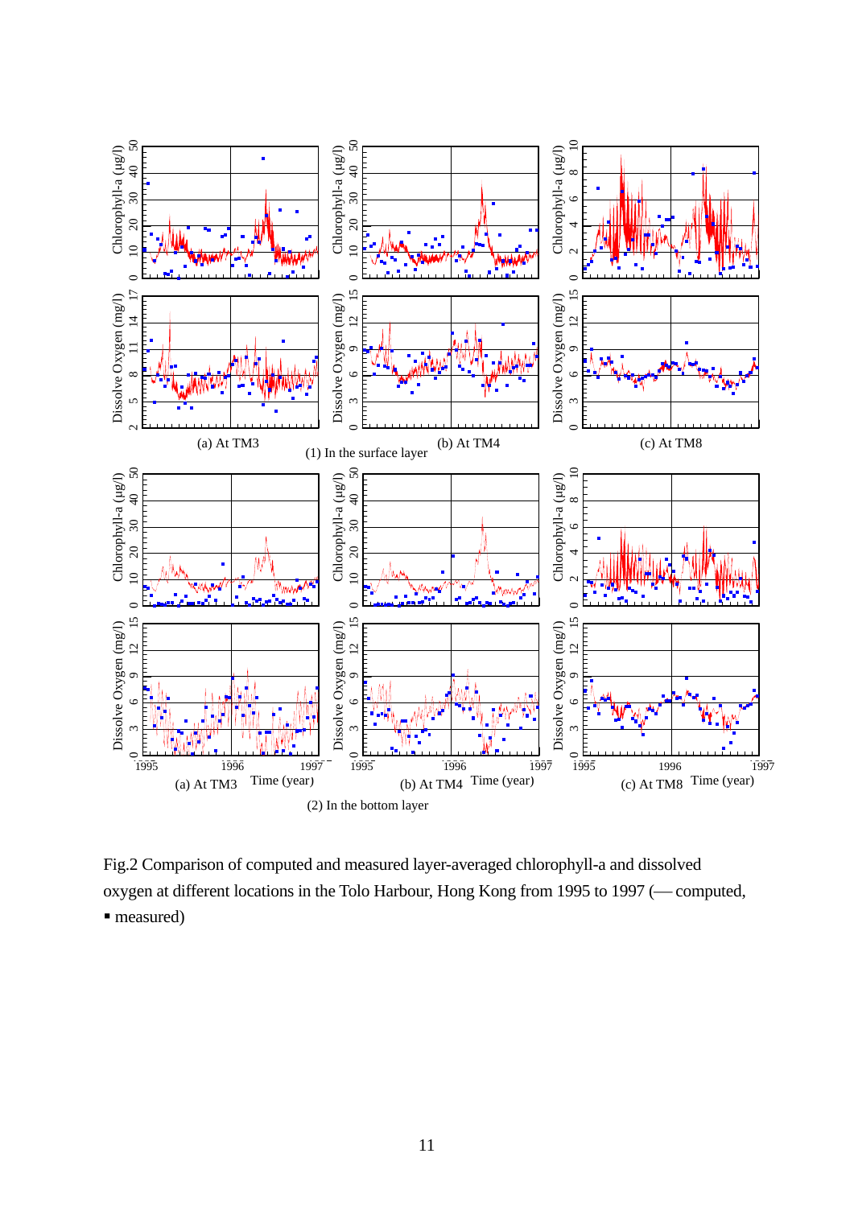Chlorophyll-a (μg/l)
0 10 20 30 40 50

Dissolve Oxygen (mg/l)
2 5 8 11 14 17

(a) At TM3

Chlorophyll-a (μg/l)
0 10 20 30 40 50

Dissolve Oxygen (mg/l)
0 3 6 9 12 15

(b) At TM4

Chlorophyll-a (μg/l)
0 2 4 6 8 10

Dissolve Oxygen (mg/l)
0 3 6 9 12 15

(c) At TM8

(1) In the surface layer

Chlorophyll-a (μg/l)
0 10 20 30 40 50

Dissolve Oxygen (mg/l)
0 3 6 9 12 15

1995 1996 1997

(a) At TM3 Time (year)

Chlorophyll-a (μg/l)
0 10 20 30 40 50

Dissolve Oxygen (mg/l)
0 3 6 9 12 15

1995 1996 1997

(b) At TM4 Time (year)

Chlorophyll-a (μg/l)
0 2 4 6 8 10

Dissolve Oxygen (mg/l)
0 3 6 9 12 15

1995 1996 1997

(c) At TM8 Time (year)

(2) In the bottom layer

Fig.2 Comparison of computed and measured layer-averaged chlorophyll-a and dissolved oxygen at different locations in the Tolo Harbour, Hong Kong from 1995 to 1997 (— computed, ▪ measured)